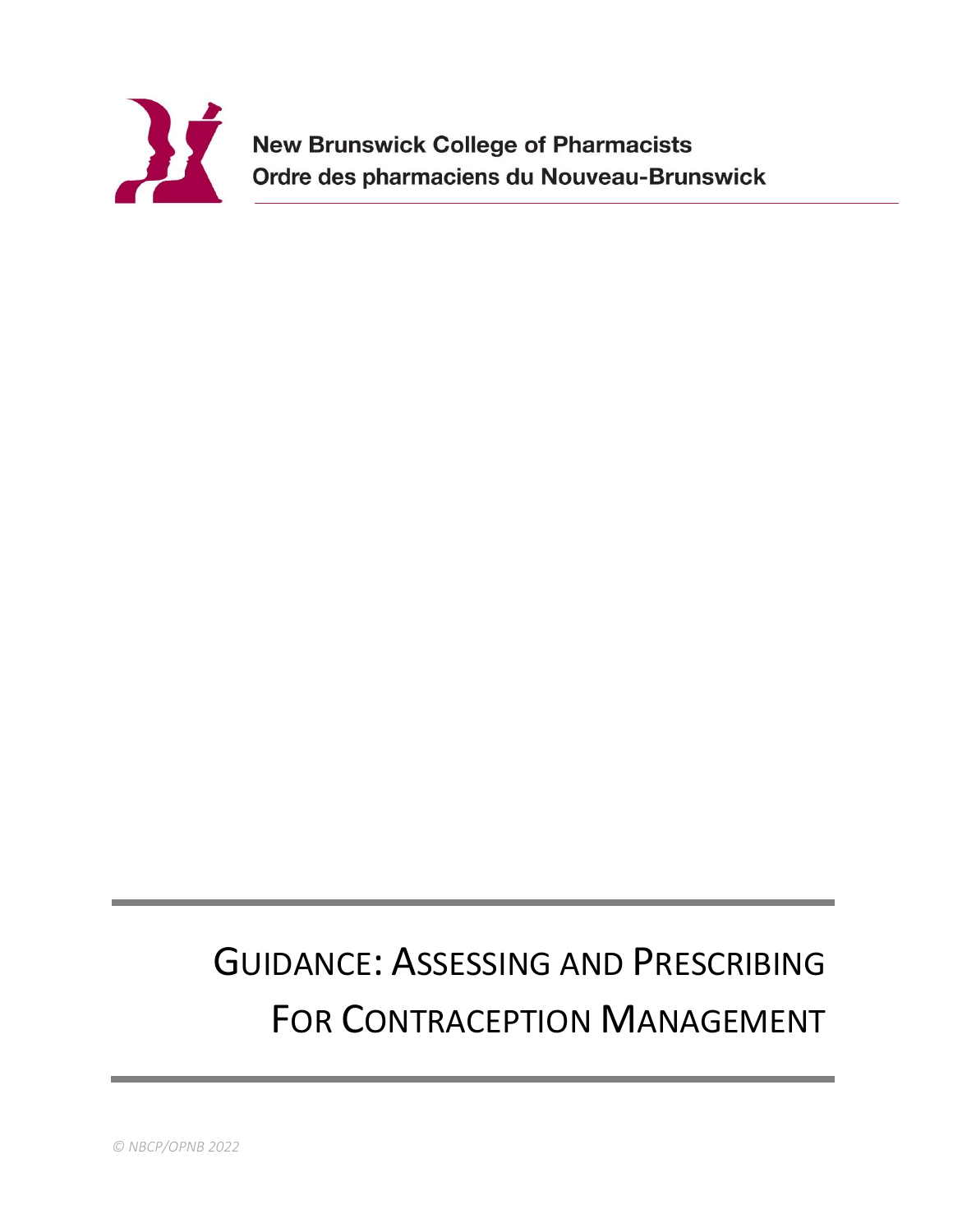New Brunswick College of Pharmacists
Ordre des pharmaciens du Nouveau-Brunswick

# GUIDANCE: ASSESSING AND PRESCRIBING FOR CONTRACEPTION MANAGEMENT

*© NBCP/OPNB 2022*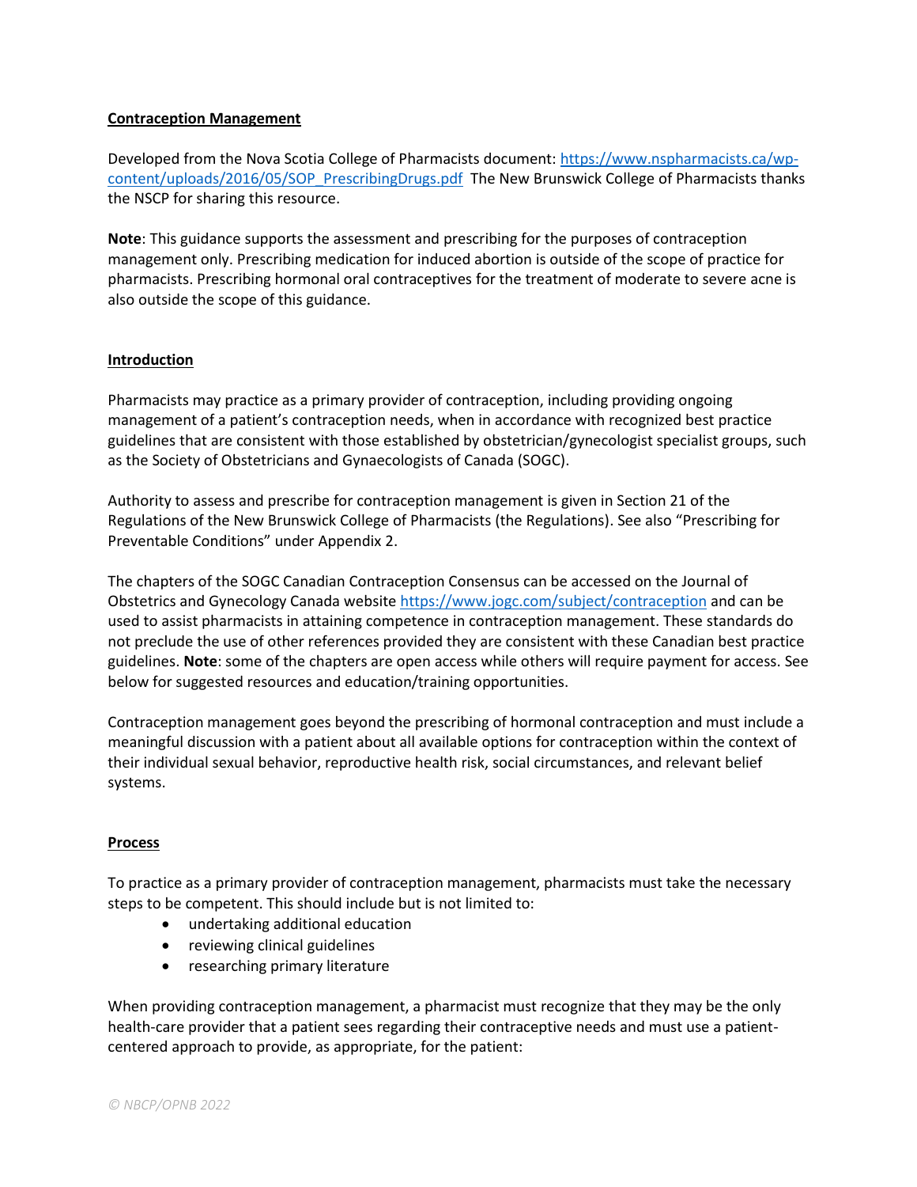## Contraception Management

Developed from the Nova Scotia College of Pharmacists document: [https://www.nspharmacists.ca/wp-content/uploads/2016/05/SOP_PrescribingDrugs.pdf](https://www.nspharmacists.ca/wp-content/uploads/2016/05/SOP_PrescribingDrugs.pdf) The New Brunswick College of Pharmacists thanks the NSCP for sharing this resource.

**Note**: This guidance supports the assessment and prescribing for the purposes of contraception management only. Prescribing medication for induced abortion is outside of the scope of practice for pharmacists. Prescribing hormonal oral contraceptives for the treatment of moderate to severe acne is also outside the scope of this guidance.

## Introduction

Pharmacists may practice as a primary provider of contraception, including providing ongoing management of a patient's contraception needs, when in accordance with recognized best practice guidelines that are consistent with those established by obstetrician/gynecologist specialist groups, such as the Society of Obstetricians and Gynaecologists of Canada (SOGC).

Authority to assess and prescribe for contraception management is given in Section 21 of the Regulations of the New Brunswick College of Pharmacists (the Regulations). See also "Prescribing for Preventable Conditions" under Appendix 2.

The chapters of the SOGC Canadian Contraception Consensus can be accessed on the Journal of Obstetrics and Gynecology Canada website [https://www.jogc.com/subject/contraception](https://www.jogc.com/subject/contraception) and can be used to assist pharmacists in attaining competence in contraception management. These standards do not preclude the use of other references provided they are consistent with these Canadian best practice guidelines. **Note**: some of the chapters are open access while others will require payment for access. See below for suggested resources and education/training opportunities.

Contraception management goes beyond the prescribing of hormonal contraception and must include a meaningful discussion with a patient about all available options for contraception within the context of their individual sexual behavior, reproductive health risk, social circumstances, and relevant belief systems.

## Process

To practice as a primary provider of contraception management, pharmacists must take the necessary steps to be competent. This should include but is not limited to:

- undertaking additional education
- reviewing clinical guidelines
- researching primary literature

When providing contraception management, a pharmacist must recognize that they may be the only health-care provider that a patient sees regarding their contraceptive needs and must use a patient-centered approach to provide, as appropriate, for the patient: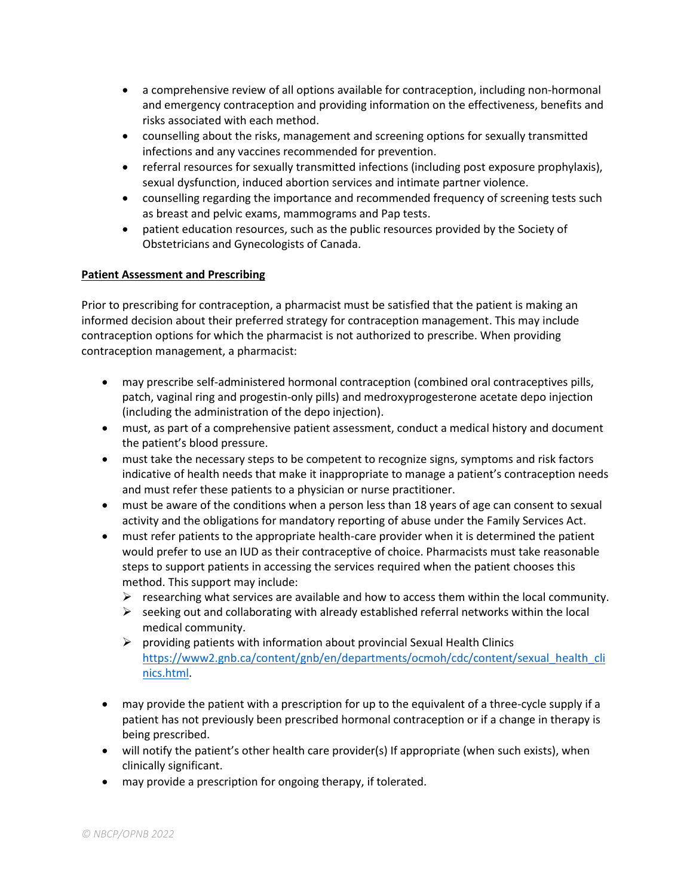- a comprehensive review of all options available for contraception, including non-hormonal and emergency contraception and providing information on the effectiveness, benefits and risks associated with each method.
- counselling about the risks, management and screening options for sexually transmitted infections and any vaccines recommended for prevention.
- referral resources for sexually transmitted infections (including post exposure prophylaxis), sexual dysfunction, induced abortion services and intimate partner violence.
- counselling regarding the importance and recommended frequency of screening tests such as breast and pelvic exams, mammograms and Pap tests.
- patient education resources, such as the public resources provided by the Society of Obstetricians and Gynecologists of Canada.

**Patient Assessment and Prescribing**

Prior to prescribing for contraception, a pharmacist must be satisfied that the patient is making an informed decision about their preferred strategy for contraception management. This may include contraception options for which the pharmacist is not authorized to prescribe. When providing contraception management, a pharmacist:

- may prescribe self-administered hormonal contraception (combined oral contraceptives pills, patch, vaginal ring and progestin-only pills) and medroxyprogesterone acetate depo injection (including the administration of the depo injection).
- must, as part of a comprehensive patient assessment, conduct a medical history and document the patient's blood pressure.
- must take the necessary steps to be competent to recognize signs, symptoms and risk factors indicative of health needs that make it inappropriate to manage a patient's contraception needs and must refer these patients to a physician or nurse practitioner.
- must be aware of the conditions when a person less than 18 years of age can consent to sexual activity and the obligations for mandatory reporting of abuse under the Family Services Act.
- must refer patients to the appropriate health-care provider when it is determined the patient would prefer to use an IUD as their contraceptive of choice. Pharmacists must take reasonable steps to support patients in accessing the services required when the patient chooses this method. This support may include:
  - researching what services are available and how to access them within the local community.
  - seeking out and collaborating with already established referral networks within the local medical community.
  - providing patients with information about provincial Sexual Health Clinics https://www2.gnb.ca/content/gnb/en/departments/ocmoh/cdc/content/sexual_health_clinics.html.
- may provide the patient with a prescription for up to the equivalent of a three-cycle supply if a patient has not previously been prescribed hormonal contraception or if a change in therapy is being prescribed.
- will notify the patient's other health care provider(s) If appropriate (when such exists), when clinically significant.
- may provide a prescription for ongoing therapy, if tolerated.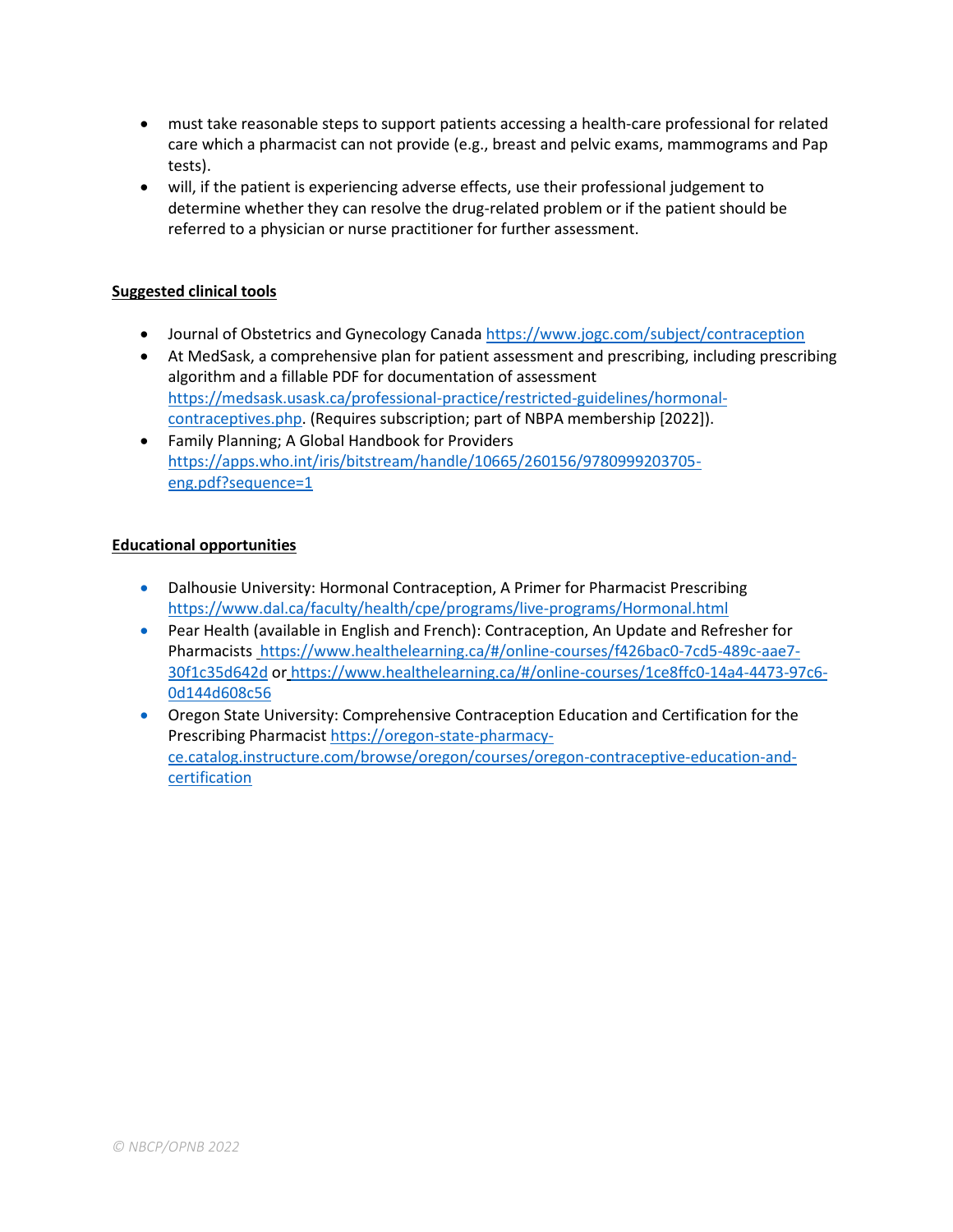- must take reasonable steps to support patients accessing a health-care professional for related care which a pharmacist can not provide (e.g., breast and pelvic exams, mammograms and Pap tests).
- will, if the patient is experiencing adverse effects, use their professional judgement to determine whether they can resolve the drug-related problem or if the patient should be referred to a physician or nurse practitioner for further assessment.

**Suggested clinical tools**

- Journal of Obstetrics and Gynecology Canada https://www.jogc.com/subject/contraception
- At MedSask, a comprehensive plan for patient assessment and prescribing, including prescribing algorithm and a fillable PDF for documentation of assessment https://medsask.usask.ca/professional-practice/restricted-guidelines/hormonal-contraceptives.php. (Requires subscription; part of NBPA membership [2022]).
- Family Planning; A Global Handbook for Providers https://apps.who.int/iris/bitstream/handle/10665/260156/9780999203705-eng.pdf?sequence=1

**Educational opportunities**

- Dalhousie University: Hormonal Contraception, A Primer for Pharmacist Prescribing https://www.dal.ca/faculty/health/cpe/programs/live-programs/Hormonal.html
- Pear Health (available in English and French): Contraception, An Update and Refresher for Pharmacists https://www.healthelearning.ca/#/online-courses/f426bac0-7cd5-489c-aae7-30f1c35d642d or https://www.healthelearning.ca/#/online-courses/1ce8ffc0-14a4-4473-97c6-0d144d608c56
- Oregon State University: Comprehensive Contraception Education and Certification for the Prescribing Pharmacist https://oregon-state-pharmacy-ce.catalog.instructure.com/browse/oregon/courses/oregon-contraceptive-education-and-certification

*© NBCP/OPNB 2022*